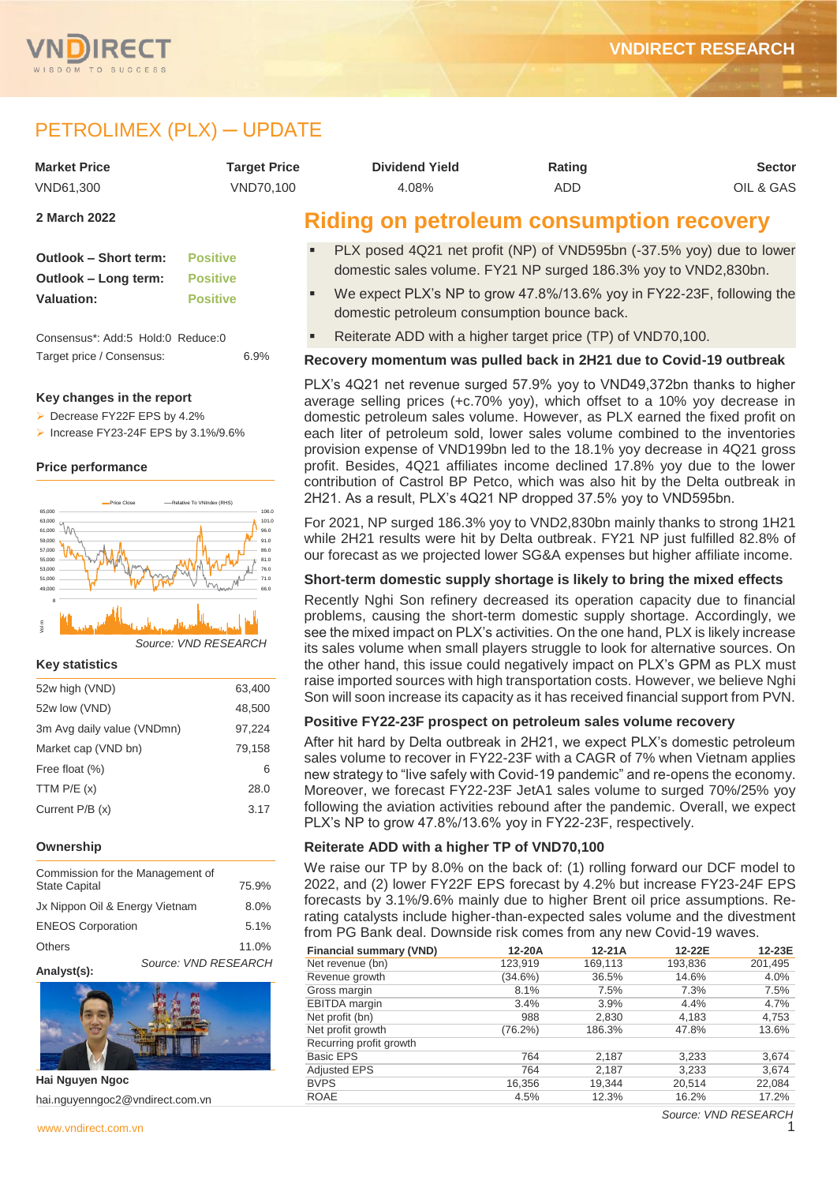# PETROLIMEX (PLX) – UPDATE

| Market Price | Target Price | Dividend Yield | Rating | Sector |
|---|---|---|---|---|
| VND61,300 | VND70,100 | 4.08% | ADD | OIL & GAS |

**2 March 2022**

| | |
|---|---|
| **Outlook – Short term:** | Positive |
| **Outlook – Long term:** | Positive |
| **Valuation:** | Positive |

Consensus*: Add:5 Hold:0 Reduce:0

Target price / Consensus: 6.9%

### Key changes in the report

- Decrease FY22F EPS by 4.2%
- Increase FY23-24F EPS by 3.1%/9.6%

### Price performance

Source: VND RESEARCH

### Key statistics

| | |
|---|---|
| 52w high (VND) | 63,400 |
| 52w low (VND) | 48,500 |
| 3m Avg daily value (VNDmn) | 97,224 |
| Market cap (VND bn) | 79,158 |
| Free float (%) | 6 |
| TTM P/E (x) | 28.0 |
| Current P/B (x) | 3.17 |

### Ownership

| | |
|---|---|
| Commission for the Management of State Capital | 75.9% |
| Jx Nippon Oil & Energy Vietnam | 8.0% |
| ENEOS Corporation | 5.1% |
| Others | 11.0% |

Source: VND RESEARCH

**Analyst(s):**

**Hai Nguyen Ngoc**

hai.nguyenngoc2@vndirect.com.vn

## Riding on petroleum consumption recovery

- PLX posed 4Q21 net profit (NP) of VND595bn (-37.5% yoy) due to lower domestic sales volume. FY21 NP surged 186.3% yoy to VND2,830bn.
- We expect PLX's NP to grow 47.8%/13.6% yoy in FY22-23F, following the domestic petroleum consumption bounce back.
- Reiterate ADD with a higher target price (TP) of VND70,100.

### Recovery momentum was pulled back in 2H21 due to Covid-19 outbreak

PLX's 4Q21 net revenue surged 57.9% yoy to VND49,372bn thanks to higher average selling prices (+c.70% yoy), which offset to a 10% yoy decrease in domestic petroleum sales volume. However, as PLX earned the fixed profit on each liter of petroleum sold, lower sales volume combined to the inventories provision expense of VND199bn led to the 18.1% yoy decrease in 4Q21 gross profit. Besides, 4Q21 affiliates income declined 17.8% yoy due to the lower contribution of Castrol BP Petco, which was also hit by the Delta outbreak in 2H21. As a result, PLX's 4Q21 NP dropped 37.5% yoy to VND595bn.

For 2021, NP surged 186.3% yoy to VND2,830bn mainly thanks to strong 1H21 while 2H21 results were hit by Delta outbreak. FY21 NP just fulfilled 82.8% of our forecast as we projected lower SG&A expenses but higher affiliate income.

### Short-term domestic supply shortage is likely to bring the mixed effects

Recently Nghi Son refinery decreased its operation capacity due to financial problems, causing the short-term domestic supply shortage. Accordingly, we see the mixed impact on PLX's activities. On the one hand, PLX is likely increase its sales volume when small players struggle to look for alternative sources. On the other hand, this issue could negatively impact on PLX's GPM as PLX must raise imported sources with high transportation costs. However, we believe Nghi Son will soon increase its capacity as it has received financial support from PVN.

### Positive FY22-23F prospect on petroleum sales volume recovery

After hit hard by Delta outbreak in 2H21, we expect PLX's domestic petroleum sales volume to recover in FY22-23F with a CAGR of 7% when Vietnam applies new strategy to "live safely with Covid-19 pandemic" and re-opens the economy. Moreover, we forecast FY22-23F JetA1 sales volume to surged 70%/25% yoy following the aviation activities rebound after the pandemic. Overall, we expect PLX's NP to grow 47.8%/13.6% yoy in FY22-23F, respectively.

### Reiterate ADD with a higher TP of VND70,100

We raise our TP by 8.0% on the back of: (1) rolling forward our DCF model to 2022, and (2) lower FY22F EPS forecast by 4.2% but increase FY23-24F EPS forecasts by 3.1%/9.6% mainly due to higher Brent oil price assumptions. Re-rating catalysts include higher-than-expected sales volume and the divestment from PG Bank deal. Downside risk comes from any new Covid-19 waves.

| Financial summary (VND) | 12-20A | 12-21A | 12-22E | 12-23E |
|---|---|---|---|---|
| Net revenue (bn) | 123,919 | 169,113 | 193,836 | 201,495 |
| Revenue growth | (34.6%) | 36.5% | 14.6% | 4.0% |
| Gross margin | 8.1% | 7.5% | 7.3% | 7.5% |
| EBITDA margin | 3.4% | 3.9% | 4.4% | 4.7% |
| Net profit (bn) | 988 | 2,830 | 4,183 | 4,753 |
| Net profit growth | (76.2%) | 186.3% | 47.8% | 13.6% |
| Recurring profit growth | | | | |
| Basic EPS | 764 | 2,187 | 3,233 | 3,674 |
| Adjusted EPS | 764 | 2,187 | 3,233 | 3,674 |
| BVPS | 16,356 | 19,344 | 20,514 | 22,084 |
| ROAE | 4.5% | 12.3% | 16.2% | 17.2% |

Source: VND RESEARCH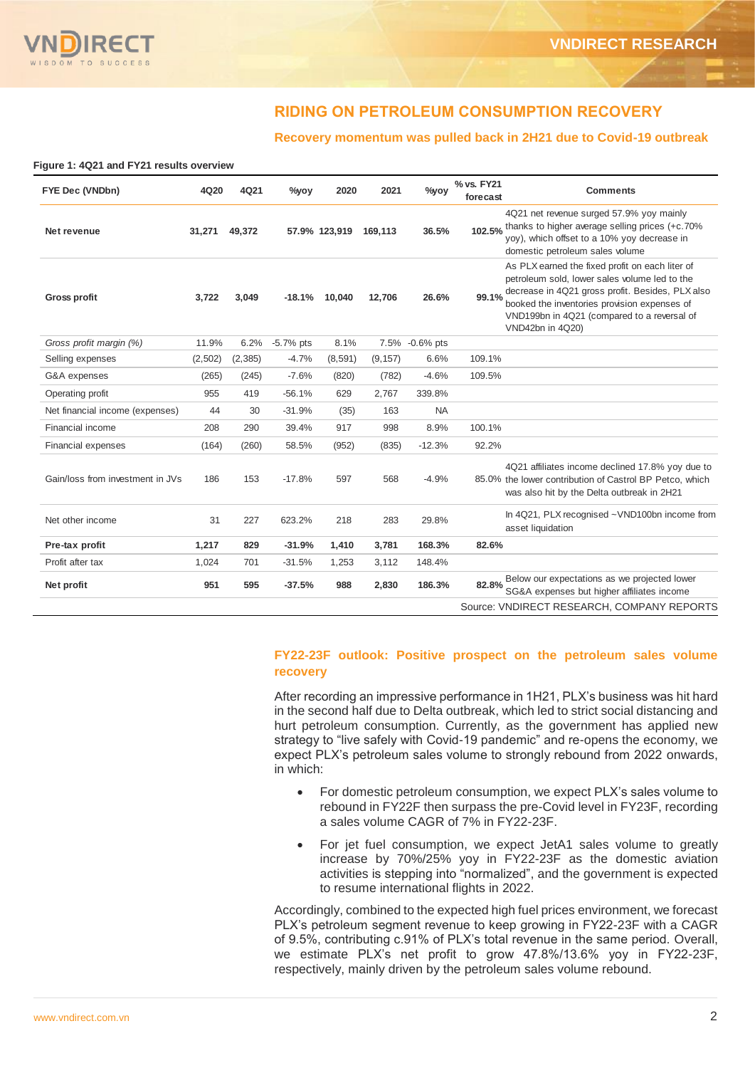## RIDING ON PETROLEUM CONSUMPTION RECOVERY

### Recovery momentum was pulled back in 2H21 due to Covid-19 outbreak

**Figure 1: 4Q21 and FY21 results overview**

| FYE Dec (VNDbn) | 4Q20 | 4Q21 | %yoy | 2020 | 2021 | %yoy | % vs. FY21 forecast | Comments |
|---|---|---|---|---|---|---|---|---|
| **Net revenue** | **31,271** | **49,372** | **57.9%** | **123,919** | **169,113** | **36.5%** | **102.5%** | 4Q21 net revenue surged 57.9% yoy mainly thanks to higher average selling prices (+c.70% yoy), which offset to a 10% yoy decrease in domestic petroleum sales volume |
| **Gross profit** | **3,722** | **3,049** | **-18.1%** | **10,040** | **12,706** | **26.6%** | **99.1%** | As PLX earned the fixed profit on each liter of petroleum sold, lower sales volume led to the decrease in 4Q21 gross profit. Besides, PLX also booked the inventories provision expenses of VND199bn in 4Q21 (compared to a reversal of VND42bn in 4Q20) |
| *Gross profit margin (%)* | 11.9% | 6.2% | -5.7% pts | 8.1% | 7.5% | -0.6% pts | | |
| Selling expenses | (2,502) | (2,385) | -4.7% | (8,591) | (9,157) | 6.6% | 109.1% | |
| G&A expenses | (265) | (245) | -7.6% | (820) | (782) | -4.6% | 109.5% | |
| Operating profit | 955 | 419 | -56.1% | 629 | 2,767 | 339.8% | | |
| Net financial income (expenses) | 44 | 30 | -31.9% | (35) | 163 | NA | | |
| Financial income | 208 | 290 | 39.4% | 917 | 998 | 8.9% | 100.1% | |
| Financial expenses | (164) | (260) | 58.5% | (952) | (835) | -12.3% | 92.2% | |
| Gain/loss from investment in JVs | 186 | 153 | -17.8% | 597 | 568 | -4.9% | 85.0% | 4Q21 affiliates income declined 17.8% yoy due to the lower contribution of Castrol BP Petco, which was also hit by the Delta outbreak in 2H21 |
| Net other income | 31 | 227 | 623.2% | 218 | 283 | 29.8% | | In 4Q21, PLX recognised ~VND100bn income from asset liquidation |
| **Pre-tax profit** | **1,217** | **829** | **-31.9%** | **1,410** | **3,781** | **168.3%** | **82.6%** | |
| Profit after tax | 1,024 | 701 | -31.5% | 1,253 | 3,112 | 148.4% | | |
| **Net profit** | **951** | **595** | **-37.5%** | **988** | **2,830** | **186.3%** | **82.8%** | Below our expectations as we projected lower SG&A expenses but higher affiliates income |

Source: VNDIRECT RESEARCH, COMPANY REPORTS

### FY22-23F outlook: Positive prospect on the petroleum sales volume recovery

After recording an impressive performance in 1H21, PLX's business was hit hard in the second half due to Delta outbreak, which led to strict social distancing and hurt petroleum consumption. Currently, as the government has applied new strategy to "live safely with Covid-19 pandemic" and re-opens the economy, we expect PLX's petroleum sales volume to strongly rebound from 2022 onwards, in which:

- For domestic petroleum consumption, we expect PLX's sales volume to rebound in FY22F then surpass the pre-Covid level in FY23F, recording a sales volume CAGR of 7% in FY22-23F.
- For jet fuel consumption, we expect JetA1 sales volume to greatly increase by 70%/25% yoy in FY22-23F as the domestic aviation activities is stepping into "normalized", and the government is expected to resume international flights in 2022.

Accordingly, combined to the expected high fuel prices environment, we forecast PLX's petroleum segment revenue to keep growing in FY22-23F with a CAGR of 9.5%, contributing c.91% of PLX's total revenue in the same period. Overall, we estimate PLX's net profit to grow 47.8%/13.6% yoy in FY22-23F, respectively, mainly driven by the petroleum sales volume rebound.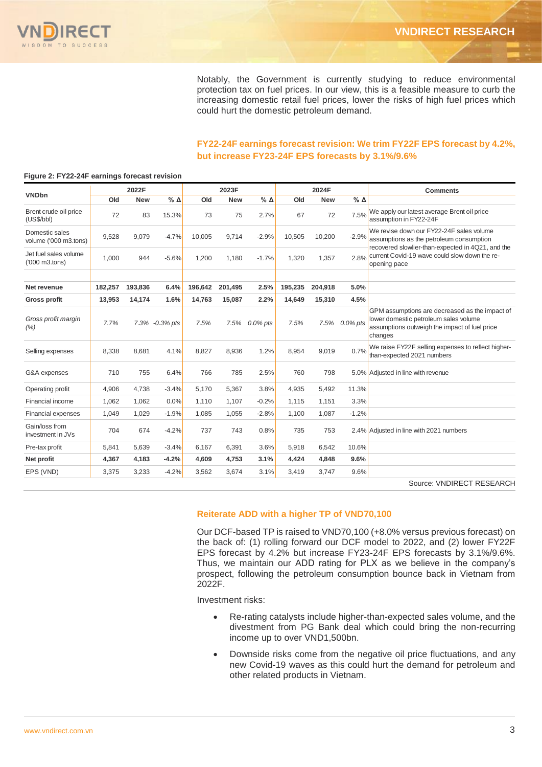Notably, the Government is currently studying to reduce environmental protection tax on fuel prices. In our view, this is a feasible measure to curb the increasing domestic retail fuel prices, lower the risks of high fuel prices which could hurt the domestic petroleum demand.

## FY22-24F earnings forecast revision: We trim FY22F EPS forecast by 4.2%, but increase FY23-24F EPS forecasts by 3.1%/9.6%

**Figure 2: FY22-24F earnings forecast revision**

| VNDbn | 2022F | | | 2023F | | | 2024F | | | Comments |
|---|---|---|---|---|---|---|---|---|---|---|
| | Old | New | % Δ | Old | New | % Δ | Old | New | % Δ | |
| Brent crude oil price (US$/bbl) | 72 | 83 | 15.3% | 73 | 75 | 2.7% | 67 | 72 | 7.5% | We apply our latest average Brent oil price assumption in FY22-24F |
| Domestic sales volume ('000 m3.tons) | 9,528 | 9,079 | -4.7% | 10,005 | 9,714 | -2.9% | 10,505 | 10,200 | -2.9% | We revise down our FY22-24F sales volume assumptions as the petroleum consumption recovered slowlier-than-expected in 4Q21, and the current Covid-19 wave could slow down the re-opening pace |
| Jet fuel sales volume ('000 m3.tons) | 1,000 | 944 | -5.6% | 1,200 | 1,180 | -1.7% | 1,320 | 1,357 | 2.8% | |
| | | | | | | | | | | |
| **Net revenue** | **182,257** | **193,836** | **6.4%** | **196,642** | **201,495** | **2.5%** | **195,235** | **204,918** | **5.0%** | |
| **Gross profit** | **13,953** | **14,174** | **1.6%** | **14,763** | **15,087** | **2.2%** | **14,649** | **15,310** | **4.5%** | |
| *Gross profit margin (%)* | *7.7%* | *7.3%* | *-0.3% pts* | *7.5%* | *7.5%* | *0.0% pts* | *7.5%* | *7.5%* | *0.0% pts* | GPM assumptions are decreased as the impact of lower domestic petroleum sales volume assumptions outweigh the impact of fuel price changes |
| Selling expenses | 8,338 | 8,681 | 4.1% | 8,827 | 8,936 | 1.2% | 8,954 | 9,019 | 0.7% | We raise FY22F selling expenses to reflect higher-than-expected 2021 numbers |
| G&A expenses | 710 | 755 | 6.4% | 766 | 785 | 2.5% | 760 | 798 | 5.0% | Adjusted in line with revenue |
| Operating profit | 4,906 | 4,738 | -3.4% | 5,170 | 5,367 | 3.8% | 4,935 | 5,492 | 11.3% | |
| Financial income | 1,062 | 1,062 | 0.0% | 1,110 | 1,107 | -0.2% | 1,115 | 1,151 | 3.3% | |
| Financial expenses | 1,049 | 1,029 | -1.9% | 1,085 | 1,055 | -2.8% | 1,100 | 1,087 | -1.2% | |
| Gain/loss from investment in JVs | 704 | 674 | -4.2% | 737 | 743 | 0.8% | 735 | 753 | 2.4% | Adjusted in line with 2021 numbers |
| Pre-tax profit | 5,841 | 5,639 | -3.4% | 6,167 | 6,391 | 3.6% | 5,918 | 6,542 | 10.6% | |
| **Net profit** | **4,367** | **4,183** | **-4.2%** | **4,609** | **4,753** | **3.1%** | **4,424** | **4,848** | **9.6%** | |
| EPS (VND) | 3,375 | 3,233 | -4.2% | 3,562 | 3,674 | 3.1% | 3,419 | 3,747 | 9.6% | |

Source: VNDIRECT RESEARCH

## Reiterate ADD with a higher TP of VND70,100

Our DCF-based TP is raised to VND70,100 (+8.0% versus previous forecast) on the back of: (1) rolling forward our DCF model to 2022, and (2) lower FY22F EPS forecast by 4.2% but increase FY23-24F EPS forecasts by 3.1%/9.6%. Thus, we maintain our ADD rating for PLX as we believe in the company's prospect, following the petroleum consumption bounce back in Vietnam from 2022F.

Investment risks:

- Re-rating catalysts include higher-than-expected sales volume, and the divestment from PG Bank deal which could bring the non-recurring income up to over VND1,500bn.
- Downside risks come from the negative oil price fluctuations, and any new Covid-19 waves as this could hurt the demand for petroleum and other related products in Vietnam.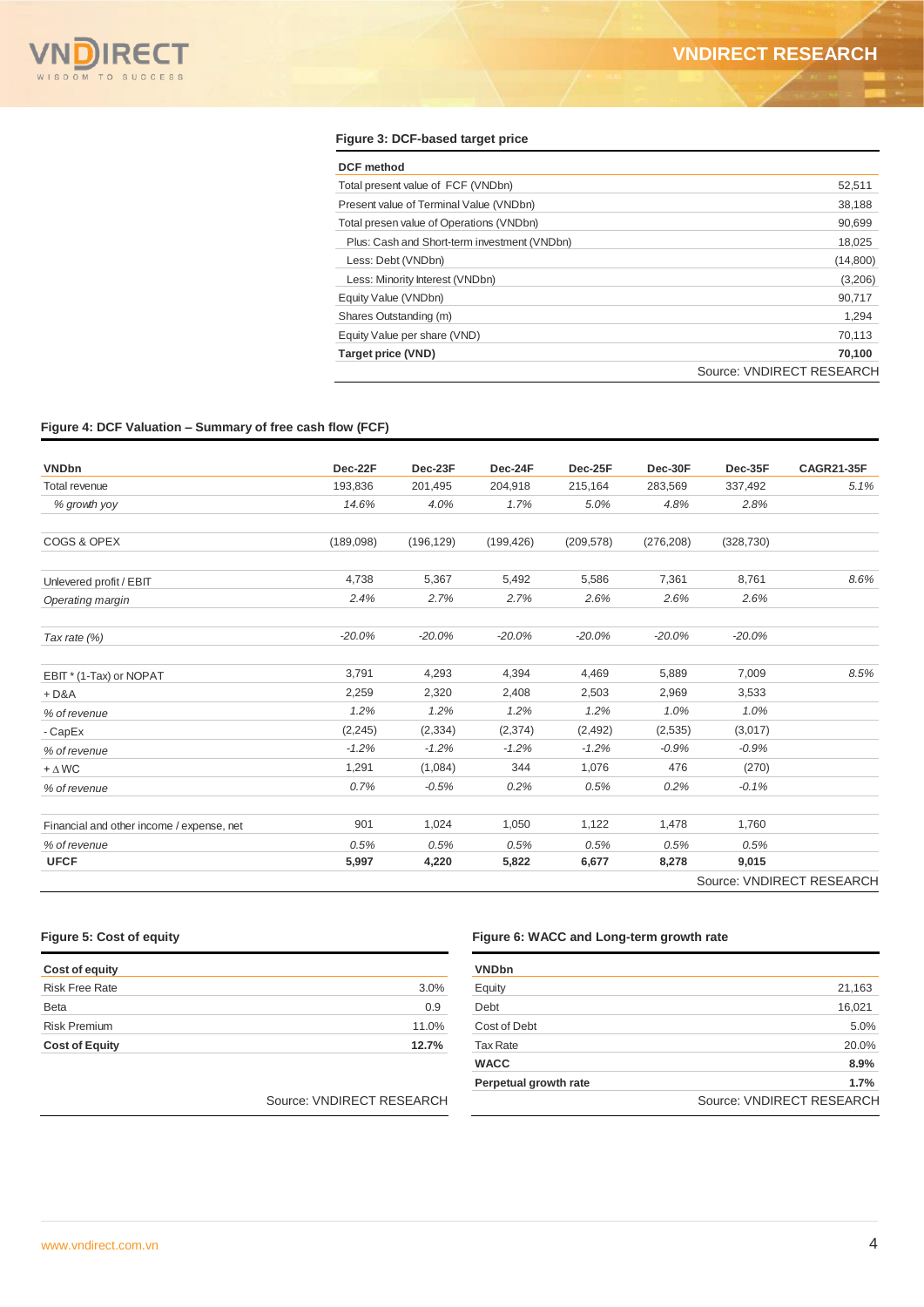**Figure 3: DCF-based target price**

| DCF method | |
|---|---|
| Total present value of FCF (VNDbn) | 52,511 |
| Present value of Terminal Value (VNDbn) | 38,188 |
| Total presen value of Operations (VNDbn) | 90,699 |
| Plus: Cash and Short-term investment (VNDbn) | 18,025 |
| Less: Debt (VNDbn) | (14,800) |
| Less: Minority Interest (VNDbn) | (3,206) |
| Equity Value (VNDbn) | 90,717 |
| Shares Outstanding (m) | 1,294 |
| Equity Value per share (VND) | 70,113 |
| **Target price (VND)** | **70,100** |

Source: VNDIRECT RESEARCH

**Figure 4: DCF Valuation – Summary of free cash flow (FCF)**

| VNDbn | Dec-22F | Dec-23F | Dec-24F | Dec-25F | Dec-30F | Dec-35F | CAGR21-35F |
|---|---|---|---|---|---|---|---|
| Total revenue | 193,836 | 201,495 | 204,918 | 215,164 | 283,569 | 337,492 | *5.1%* |
| *% growth yoy* | *14.6%* | *4.0%* | *1.7%* | *5.0%* | *4.8%* | *2.8%* | |
| COGS & OPEX | (189,098) | (196,129) | (199,426) | (209,578) | (276,208) | (328,730) | |
| Unlevered profit / EBIT | 4,738 | 5,367 | 5,492 | 5,586 | 7,361 | 8,761 | *8.6%* |
| *Operating margin* | *2.4%* | *2.7%* | *2.7%* | *2.6%* | *2.6%* | *2.6%* | |
| *Tax rate (%)* | *-20.0%* | *-20.0%* | *-20.0%* | *-20.0%* | *-20.0%* | *-20.0%* | |
| EBIT * (1-Tax) or NOPAT | 3,791 | 4,293 | 4,394 | 4,469 | 5,889 | 7,009 | *8.5%* |
| + D&A | 2,259 | 2,320 | 2,408 | 2,503 | 2,969 | 3,533 | |
| *% of revenue* | *1.2%* | *1.2%* | *1.2%* | *1.2%* | *1.0%* | *1.0%* | |
| - CapEx | (2,245) | (2,334) | (2,374) | (2,492) | (2,535) | (3,017) | |
| *% of revenue* | *-1.2%* | *-1.2%* | *-1.2%* | *-1.2%* | *-0.9%* | *-0.9%* | |
| + ∆ WC | 1,291 | (1,084) | 344 | 1,076 | 476 | (270) | |
| *% of revenue* | *0.7%* | *-0.5%* | *0.2%* | *0.5%* | *0.2%* | *-0.1%* | |
| Financial and other income / expense, net | 901 | 1,024 | 1,050 | 1,122 | 1,478 | 1,760 | |
| *% of revenue* | *0.5%* | *0.5%* | *0.5%* | *0.5%* | *0.5%* | *0.5%* | |
| **UFCF** | **5,997** | **4,220** | **5,822** | **6,677** | **8,278** | **9,015** | |

Source: VNDIRECT RESEARCH

**Figure 5: Cost of equity**

| Cost of equity | |
|---|---|
| Risk Free Rate | 3.0% |
| Beta | 0.9 |
| Risk Premium | 11.0% |
| **Cost of Equity** | **12.7%** |

Source: VNDIRECT RESEARCH

**Figure 6: WACC and Long-term growth rate**

| VNDbn | |
|---|---|
| Equity | 21,163 |
| Debt | 16,021 |
| Cost of Debt | 5.0% |
| Tax Rate | 20.0% |
| **WACC** | **8.9%** |
| **Perpetual growth rate** | **1.7%** |

Source: VNDIRECT RESEARCH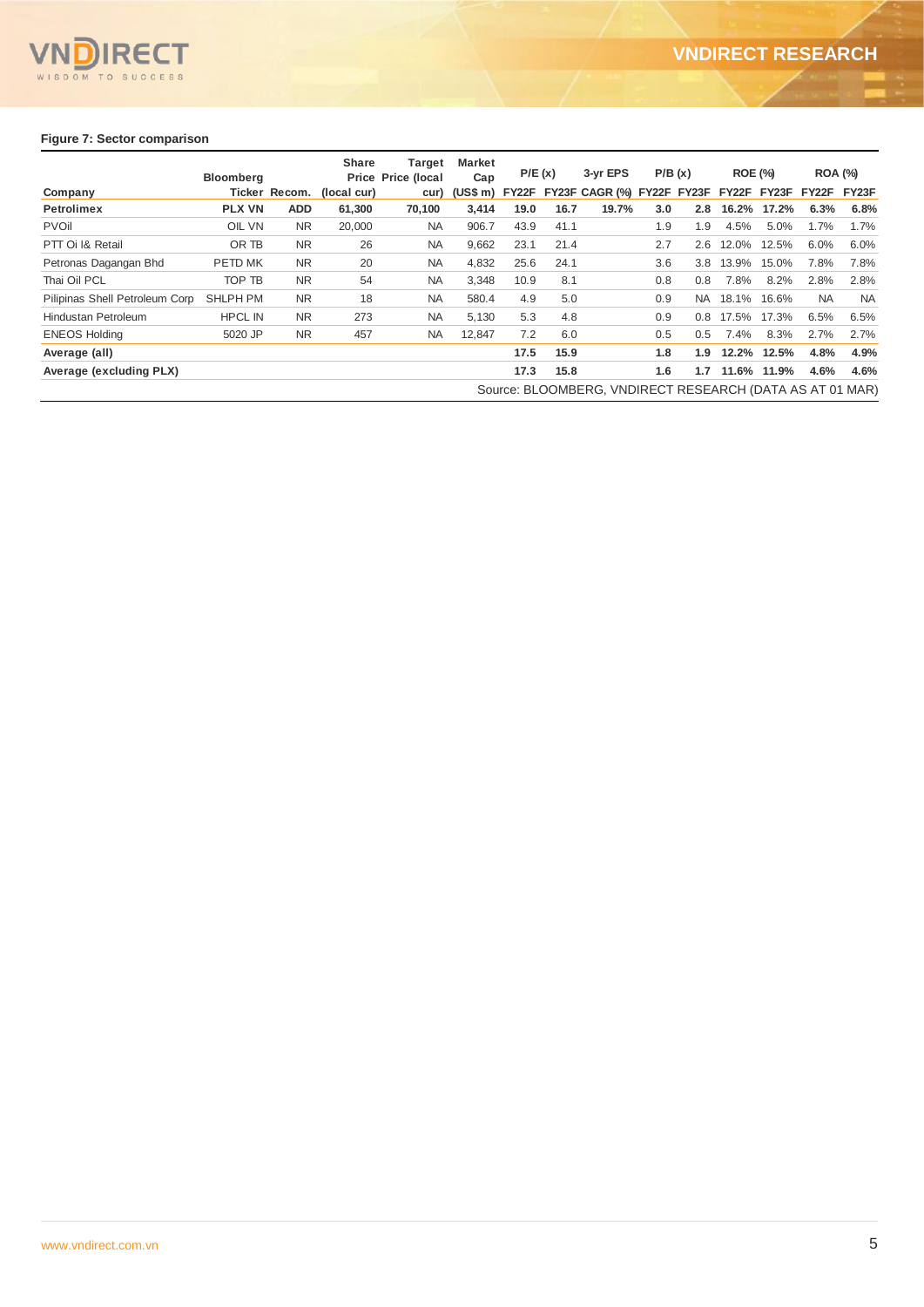**Figure 7: Sector comparison**

| Company | Bloomberg Ticker | Recom. | Share Price (local cur) | Target Price (local cur) | Market Cap (US$ m) | P/E (x) FY22F | P/E (x) FY23F | 3-yr EPS CAGR (%) | P/B (x) FY22F | P/B (x) FY23F | ROE (%) FY22F | ROE (%) FY23F | ROA (%) FY22F | ROA (%) FY23F |
|---|---|---|---|---|---|---|---|---|---|---|---|---|---|---|
| **Petrolimex** | **PLX VN** | **ADD** | **61,300** | **70,100** | **3,414** | **19.0** | **16.7** | **19.7%** | **3.0** | **2.8** | **16.2%** | **17.2%** | **6.3%** | **6.8%** |
| PVOil | OIL VN | NR | 20,000 | NA | 906.7 | 43.9 | 41.1 | | 1.9 | 1.9 | 4.5% | 5.0% | 1.7% | 1.7% |
| PTT Oi l& Retail | OR TB | NR | 26 | NA | 9,662 | 23.1 | 21.4 | | 2.7 | 2.6 | 12.0% | 12.5% | 6.0% | 6.0% |
| Petronas Dagangan Bhd | PETD MK | NR | 20 | NA | 4,832 | 25.6 | 24.1 | | 3.6 | 3.8 | 13.9% | 15.0% | 7.8% | 7.8% |
| Thai Oil PCL | TOP TB | NR | 54 | NA | 3,348 | 10.9 | 8.1 | | 0.8 | 0.8 | 7.8% | 8.2% | 2.8% | 2.8% |
| Pilipinas Shell Petroleum Corp | SHLPH PM | NR | 18 | NA | 580.4 | 4.9 | 5.0 | | 0.9 | NA | 18.1% | 16.6% | NA | NA |
| Hindustan Petroleum | HPCL IN | NR | 273 | NA | 5,130 | 5.3 | 4.8 | | 0.9 | 0.8 | 17.5% | 17.3% | 6.5% | 6.5% |
| ENEOS Holding | 5020 JP | NR | 457 | NA | 12,847 | 7.2 | 6.0 | | 0.5 | 0.5 | 7.4% | 8.3% | 2.7% | 2.7% |
| **Average (all)** | | | | | | **17.5** | **15.9** | | **1.8** | **1.9** | **12.2%** | **12.5%** | **4.8%** | **4.9%** |
| **Average (excluding PLX)** | | | | | | **17.3** | **15.8** | | **1.6** | **1.7** | **11.6%** | **11.9%** | **4.6%** | **4.6%** |

Source: BLOOMBERG, VNDIRECT RESEARCH (DATA AS AT 01 MAR)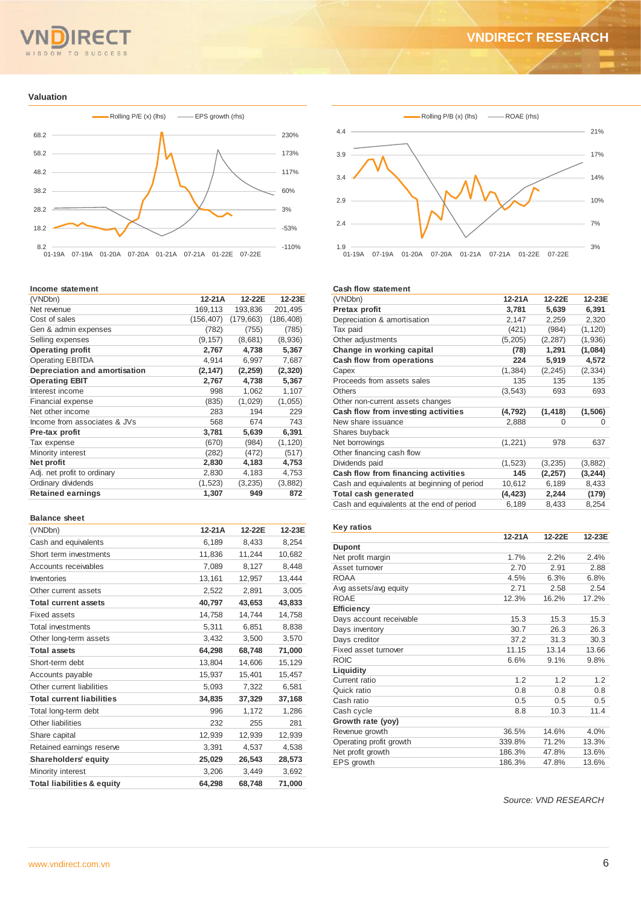## Valuation

Rolling P/E (x) (lhs) — EPS growth (rhs)

Rolling P/B (x) (lhs) — ROAE (rhs)

### Income statement

| (VNDbn) | 12-21A | 12-22E | 12-23E |
|---|---|---|---|
| Net revenue | 169,113 | 193,836 | 201,495 |
| Cost of sales | (156,407) | (179,663) | (186,408) |
| Gen & admin expenses | (782) | (755) | (785) |
| Selling expenses | (9,157) | (8,681) | (8,936) |
| **Operating profit** | **2,767** | **4,738** | **5,367** |
| Operating EBITDA | 4,914 | 6,997 | 7,687 |
| **Depreciation and amortisation** | **(2,147)** | **(2,259)** | **(2,320)** |
| **Operating EBIT** | **2,767** | **4,738** | **5,367** |
| Interest income | 998 | 1,062 | 1,107 |
| Financial expense | (835) | (1,029) | (1,055) |
| Net other income | 283 | 194 | 229 |
| Income from associates & JVs | 568 | 674 | 743 |
| **Pre-tax profit** | **3,781** | **5,639** | **6,391** |
| Tax expense | (670) | (984) | (1,120) |
| Minority interest | (282) | (472) | (517) |
| **Net profit** | **2,830** | **4,183** | **4,753** |
| Adj. net profit to ordinary | 2,830 | 4,183 | 4,753 |
| Ordinary dividends | (1,523) | (3,235) | (3,882) |
| **Retained earnings** | **1,307** | **949** | **872** |

### Balance sheet

| (VNDbn) | 12-21A | 12-22E | 12-23E |
|---|---|---|---|
| Cash and equivalents | 6,189 | 8,433 | 8,254 |
| Short term investments | 11,836 | 11,244 | 10,682 |
| Accounts receivables | 7,089 | 8,127 | 8,448 |
| Inventories | 13,161 | 12,957 | 13,444 |
| Other current assets | 2,522 | 2,891 | 3,005 |
| **Total current assets** | **40,797** | **43,653** | **43,833** |
| Fixed assets | 14,758 | 14,744 | 14,758 |
| Total investments | 5,311 | 6,851 | 8,838 |
| Other long-term assets | 3,432 | 3,500 | 3,570 |
| **Total assets** | **64,298** | **68,748** | **71,000** |
| Short-term debt | 13,804 | 14,606 | 15,129 |
| Accounts payable | 15,937 | 15,401 | 15,457 |
| Other current liabilities | 5,093 | 7,322 | 6,581 |
| **Total current liabilities** | **34,835** | **37,329** | **37,168** |
| Total long-term debt | 996 | 1,172 | 1,286 |
| Other liabilities | 232 | 255 | 281 |
| Share capital | 12,939 | 12,939 | 12,939 |
| Retained earnings reserve | 3,391 | 4,537 | 4,538 |
| **Shareholders' equity** | **25,029** | **26,543** | **28,573** |
| Minority interest | 3,206 | 3,449 | 3,692 |
| **Total liabilities & equity** | **64,298** | **68,748** | **71,000** |

### Cash flow statement

| (VNDbn) | 12-21A | 12-22E | 12-23E |
|---|---|---|---|
| **Pretax profit** | **3,781** | **5,639** | **6,391** |
| Depreciation & amortisation | 2,147 | 2,259 | 2,320 |
| Tax paid | (421) | (984) | (1,120) |
| Other adjustments | (5,205) | (2,287) | (1,936) |
| **Change in working capital** | **(78)** | **1,291** | **(1,084)** |
| **Cash flow from operations** | **224** | **5,919** | **4,572** |
| Capex | (1,384) | (2,245) | (2,334) |
| Proceeds from assets sales | 135 | 135 | 135 |
| Others | (3,543) | 693 | 693 |
| Other non-current assets changes | | | |
| **Cash flow from investing activities** | **(4,792)** | **(1,418)** | **(1,506)** |
| New share issuance | 2,888 | 0 | 0 |
| Shares buyback | | | |
| Net borrowings | (1,221) | 978 | 637 |
| Other financing cash flow | | | |
| Dividends paid | (1,523) | (3,235) | (3,882) |
| **Cash flow from financing activities** | **145** | **(2,257)** | **(3,244)** |
| Cash and equivalents at beginning of period | 10,612 | 6,189 | 8,433 |
| **Total cash generated** | **(4,423)** | **2,244** | **(179)** |
| Cash and equivalents at the end of period | 6,189 | 8,433 | 8,254 |

### Key ratios

| | 12-21A | 12-22E | 12-23E |
|---|---|---|---|
| **Dupont** | | | |
| Net profit margin | 1.7% | 2.2% | 2.4% |
| Asset turnover | 2.70 | 2.91 | 2.88 |
| ROAA | 4.5% | 6.3% | 6.8% |
| Avg assets/avg equity | 2.71 | 2.58 | 2.54 |
| ROAE | 12.3% | 16.2% | 17.2% |
| **Efficiency** | | | |
| Days account receivable | 15.3 | 15.3 | 15.3 |
| Days inventory | 30.7 | 26.3 | 26.3 |
| Days creditor | 37.2 | 31.3 | 30.3 |
| Fixed asset turnover | 11.15 | 13.14 | 13.66 |
| ROIC | 6.6% | 9.1% | 9.8% |
| **Liquidity** | | | |
| Current ratio | 1.2 | 1.2 | 1.2 |
| Quick ratio | 0.8 | 0.8 | 0.8 |
| Cash ratio | 0.5 | 0.5 | 0.5 |
| Cash cycle | 8.8 | 10.3 | 11.4 |
| **Growth rate (yoy)** | | | |
| Revenue growth | 36.5% | 14.6% | 4.0% |
| Operating profit growth | 339.8% | 71.2% | 13.3% |
| Net profit growth | 186.3% | 47.8% | 13.6% |
| EPS growth | 186.3% | 47.8% | 13.6% |

*Source: VND RESEARCH*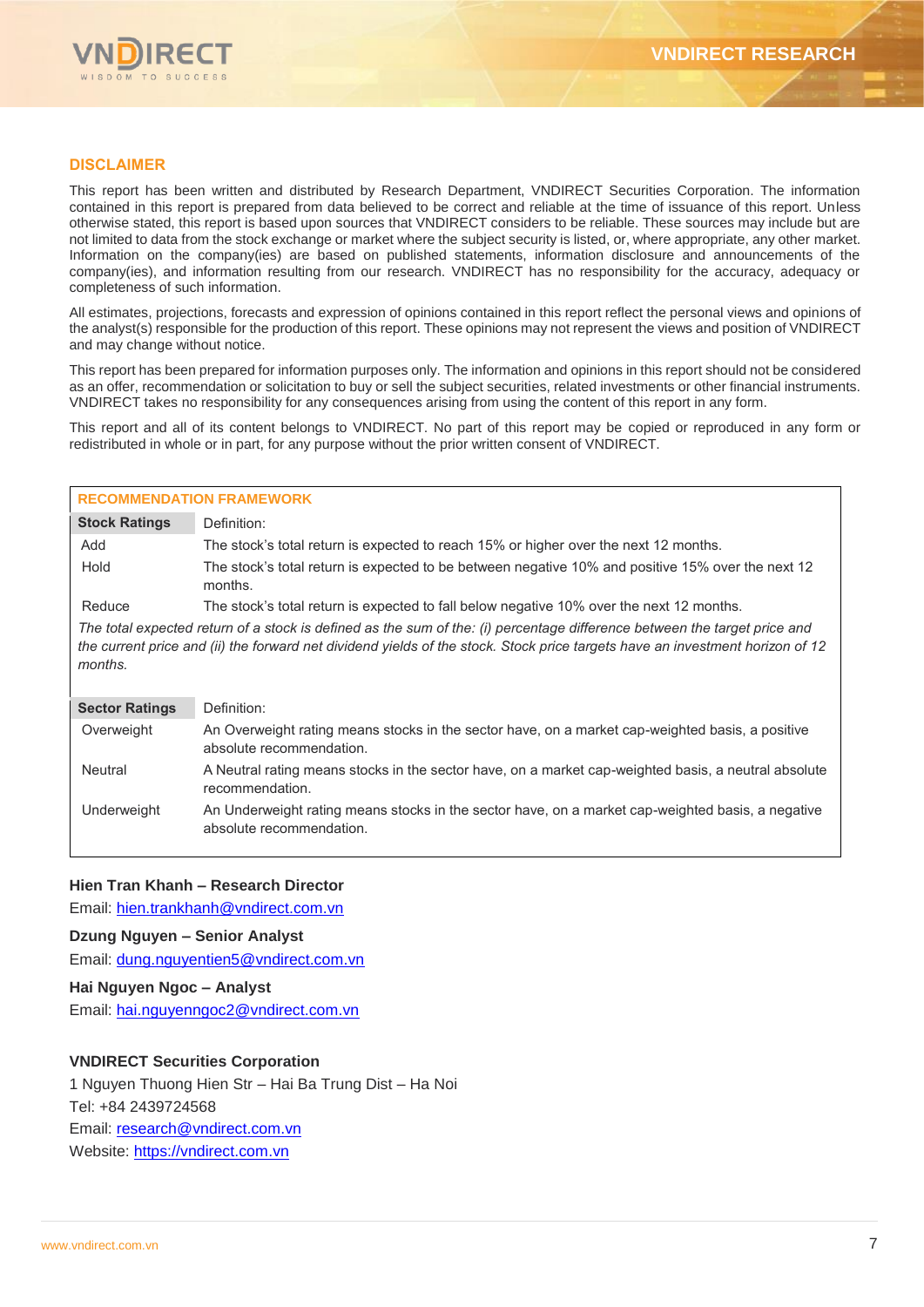## DISCLAIMER

This report has been written and distributed by Research Department, VNDIRECT Securities Corporation. The information contained in this report is prepared from data believed to be correct and reliable at the time of issuance of this report. Unless otherwise stated, this report is based upon sources that VNDIRECT considers to be reliable. These sources may include but are not limited to data from the stock exchange or market where the subject security is listed, or, where appropriate, any other market. Information on the company(ies) are based on published statements, information disclosure and announcements of the company(ies), and information resulting from our research. VNDIRECT has no responsibility for the accuracy, adequacy or completeness of such information.

All estimates, projections, forecasts and expression of opinions contained in this report reflect the personal views and opinions of the analyst(s) responsible for the production of this report. These opinions may not represent the views and position of VNDIRECT and may change without notice.

This report has been prepared for information purposes only. The information and opinions in this report should not be considered as an offer, recommendation or solicitation to buy or sell the subject securities, related investments or other financial instruments. VNDIRECT takes no responsibility for any consequences arising from using the content of this report in any form.

This report and all of its content belongs to VNDIRECT. No part of this report may be copied or reproduced in any form or redistributed in whole or in part, for any purpose without the prior written consent of VNDIRECT.

### RECOMMENDATION FRAMEWORK

| Stock Ratings | Definition: |
|---|---|
| Add | The stock's total return is expected to reach 15% or higher over the next 12 months. |
| Hold | The stock's total return is expected to be between negative 10% and positive 15% over the next 12 months. |
| Reduce | The stock's total return is expected to fall below negative 10% over the next 12 months. |

*The total expected return of a stock is defined as the sum of the: (i) percentage difference between the target price and the current price and (ii) the forward net dividend yields of the stock. Stock price targets have an investment horizon of 12 months.*

| Sector Ratings | Definition: |
|---|---|
| Overweight | An Overweight rating means stocks in the sector have, on a market cap-weighted basis, a positive absolute recommendation. |
| Neutral | A Neutral rating means stocks in the sector have, on a market cap-weighted basis, a neutral absolute recommendation. |
| Underweight | An Underweight rating means stocks in the sector have, on a market cap-weighted basis, a negative absolute recommendation. |

**Hien Tran Khanh – Research Director**
Email: hien.trankhanh@vndirect.com.vn

**Dzung Nguyen – Senior Analyst**
Email: dung.nguyentien5@vndirect.com.vn

**Hai Nguyen Ngoc – Analyst**
Email: hai.nguyenngoc2@vndirect.com.vn

**VNDIRECT Securities Corporation**
1 Nguyen Thuong Hien Str – Hai Ba Trung Dist – Ha Noi
Tel: +84 2439724568
Email: research@vndirect.com.vn
Website: https://vndirect.com.vn